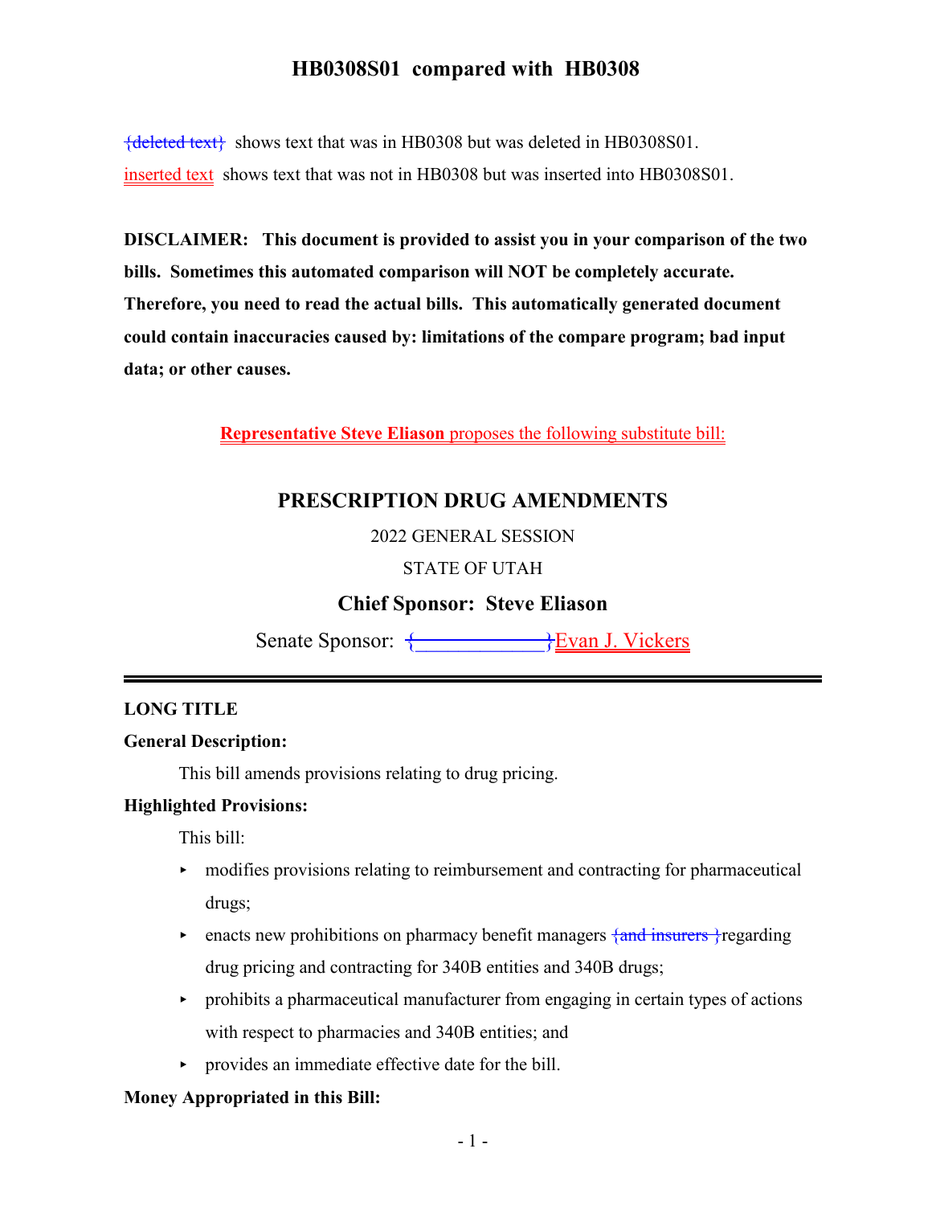# HB0308S01 compared with HB0308

{deleted text} shows text that was in HB0308 but was deleted in HB0308S01.

inserted text shows text that was not in HB0308 but was inserted into HB0308S01.

**DISCLAIMER: This document is provided to assist you in your comparison of the two bills. Sometimes this automated comparison will NOT be completely accurate. Therefore, you need to read the actual bills. This automatically generated document could contain inaccuracies caused by: limitations of the compare program; bad input data; or other causes.**

**Representative Steve Eliason** proposes the following substitute bill:

## PRESCRIPTION DRUG AMENDMENTS

2022 GENERAL SESSION

STATE OF UTAH

**Chief Sponsor: Steve Eliason**

Senate Sponsor: {______________}Evan J. Vickers

---

**LONG TITLE**

**General Description:**

This bill amends provisions relating to drug pricing.

**Highlighted Provisions:**

This bill:

- modifies provisions relating to reimbursement and contracting for pharmaceutical drugs;
- enacts new prohibitions on pharmacy benefit managers {and insurers }regarding drug pricing and contracting for 340B entities and 340B drugs;
- prohibits a pharmaceutical manufacturer from engaging in certain types of actions with respect to pharmacies and 340B entities; and
- provides an immediate effective date for the bill.

**Money Appropriated in this Bill:**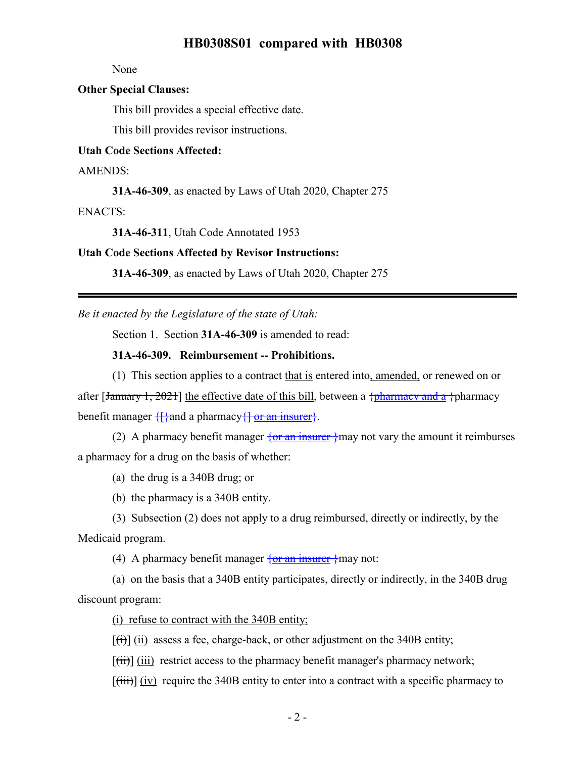None

**Other Special Clauses:**

This bill provides a special effective date.

This bill provides revisor instructions.

**Utah Code Sections Affected:**

AMENDS:

**31A-46-309**, as enacted by Laws of Utah 2020, Chapter 275

ENACTS:

**31A-46-311**, Utah Code Annotated 1953

**Utah Code Sections Affected by Revisor Instructions:**

**31A-46-309**, as enacted by Laws of Utah 2020, Chapter 275

---

*Be it enacted by the Legislature of the state of Utah:*

Section 1. Section **31A-46-309** is amended to read:

**31A-46-309. Reimbursement -- Prohibitions.**

(1) This section applies to a contract that is entered into, amended, or renewed on or after [January 1, 2021] the effective date of this bill, between a {pharmacy and a }pharmacy benefit manager {[}and a pharmacy{] or an insurer}.

(2) A pharmacy benefit manager {or an insurer }may not vary the amount it reimburses a pharmacy for a drug on the basis of whether:

(a) the drug is a 340B drug; or

(b) the pharmacy is a 340B entity.

(3) Subsection (2) does not apply to a drug reimbursed, directly or indirectly, by the Medicaid program.

(4) A pharmacy benefit manager {or an insurer }may not:

(a) on the basis that a 340B entity participates, directly or indirectly, in the 340B drug discount program:

(i) refuse to contract with the 340B entity;

[(i)] (ii) assess a fee, charge-back, or other adjustment on the 340B entity;

[(ii)] (iii) restrict access to the pharmacy benefit manager's pharmacy network;

[(iii)] (iv) require the 340B entity to enter into a contract with a specific pharmacy to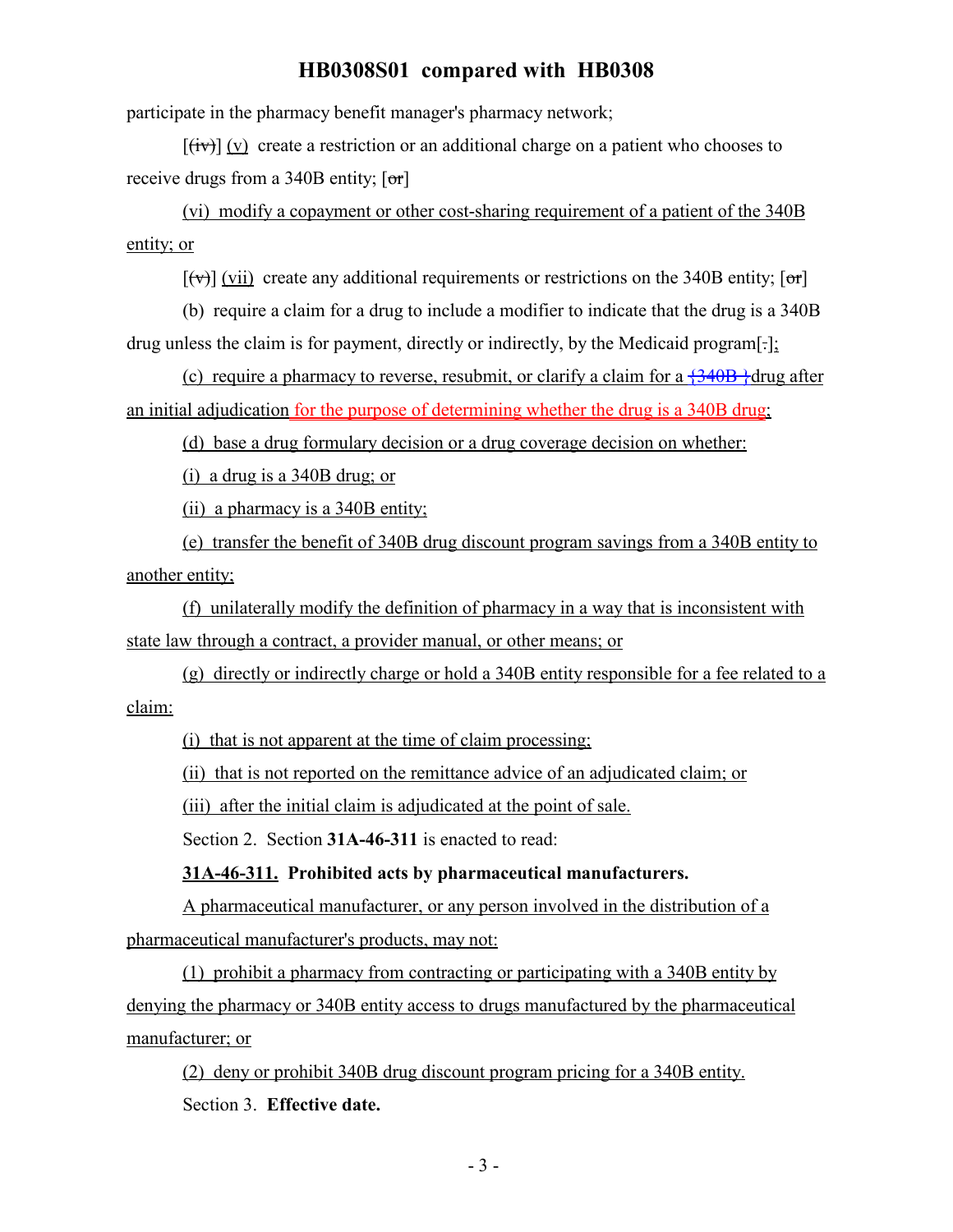participate in the pharmacy benefit manager's pharmacy network;

[~~(iv)~~] (v) create a restriction or an additional charge on a patient who chooses to receive drugs from a 340B entity; [~~or~~]

(vi) modify a copayment or other cost-sharing requirement of a patient of the 340B entity; or

[~~(v)~~] (vii) create any additional requirements or restrictions on the 340B entity; [~~or~~]

(b) require a claim for a drug to include a modifier to indicate that the drug is a 340B drug unless the claim is for payment, directly or indirectly, by the Medicaid program[~~.~~];

(c) require a pharmacy to reverse, resubmit, or clarify a claim for a ~~{340B }~~drug after an initial adjudication for the purpose of determining whether the drug is a 340B drug;

(d) base a drug formulary decision or a drug coverage decision on whether:

(i) a drug is a 340B drug; or

(ii) a pharmacy is a 340B entity;

(e) transfer the benefit of 340B drug discount program savings from a 340B entity to another entity;

(f) unilaterally modify the definition of pharmacy in a way that is inconsistent with state law through a contract, a provider manual, or other means; or

(g) directly or indirectly charge or hold a 340B entity responsible for a fee related to a claim:

(i) that is not apparent at the time of claim processing;

(ii) that is not reported on the remittance advice of an adjudicated claim; or

(iii) after the initial claim is adjudicated at the point of sale.

Section 2. Section **31A-46-311** is enacted to read:

**31A-46-311. Prohibited acts by pharmaceutical manufacturers.**

A pharmaceutical manufacturer, or any person involved in the distribution of a pharmaceutical manufacturer's products, may not:

(1) prohibit a pharmacy from contracting or participating with a 340B entity by denying the pharmacy or 340B entity access to drugs manufactured by the pharmaceutical manufacturer; or

(2) deny or prohibit 340B drug discount program pricing for a 340B entity.

Section 3. **Effective date.**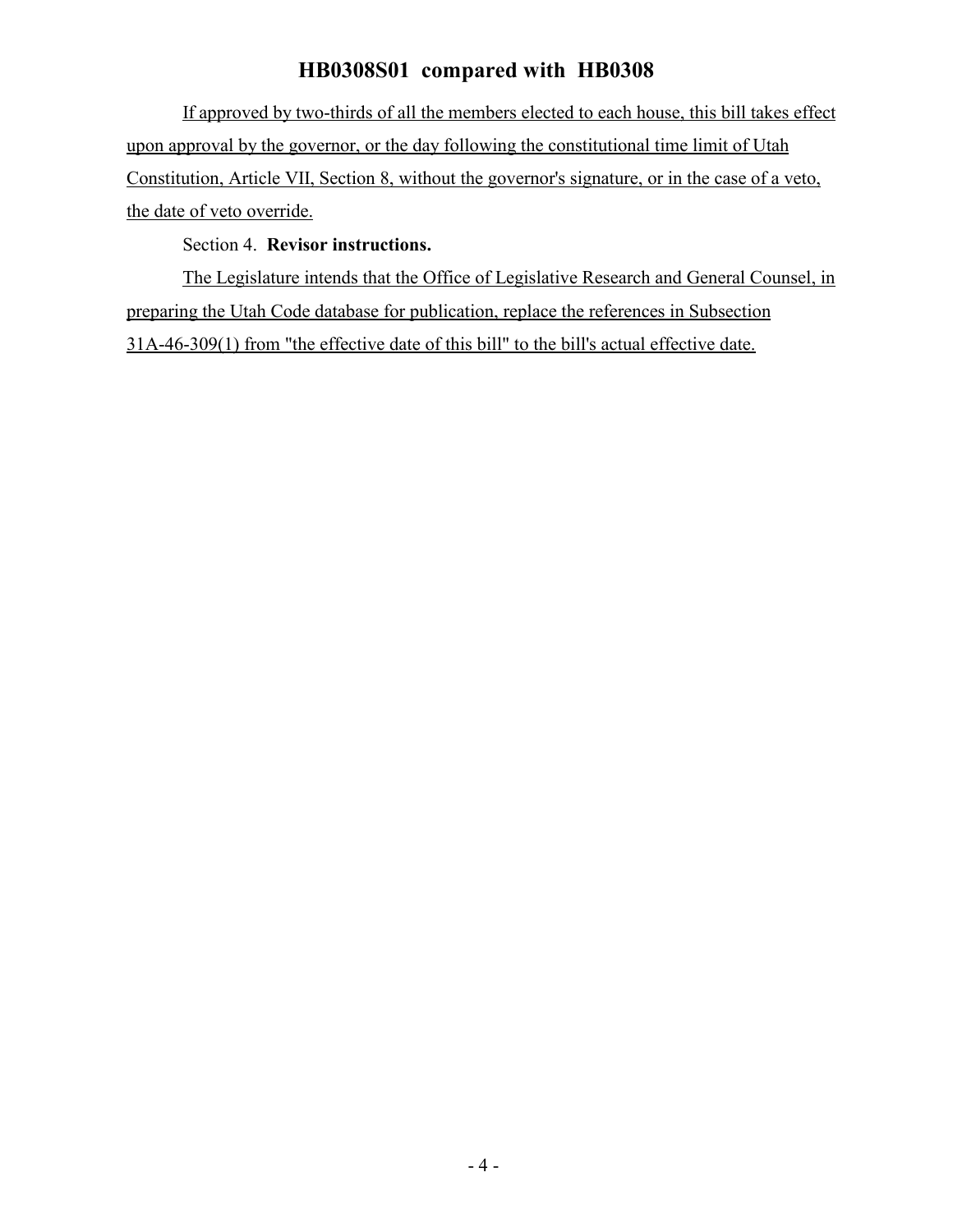If approved by two-thirds of all the members elected to each house, this bill takes effect upon approval by the governor, or the day following the constitutional time limit of Utah Constitution, Article VII, Section 8, without the governor's signature, or in the case of a veto, the date of veto override.

Section 4. **Revisor instructions.**

The Legislature intends that the Office of Legislative Research and General Counsel, in preparing the Utah Code database for publication, replace the references in Subsection 31A-46-309(1) from "the effective date of this bill" to the bill's actual effective date.